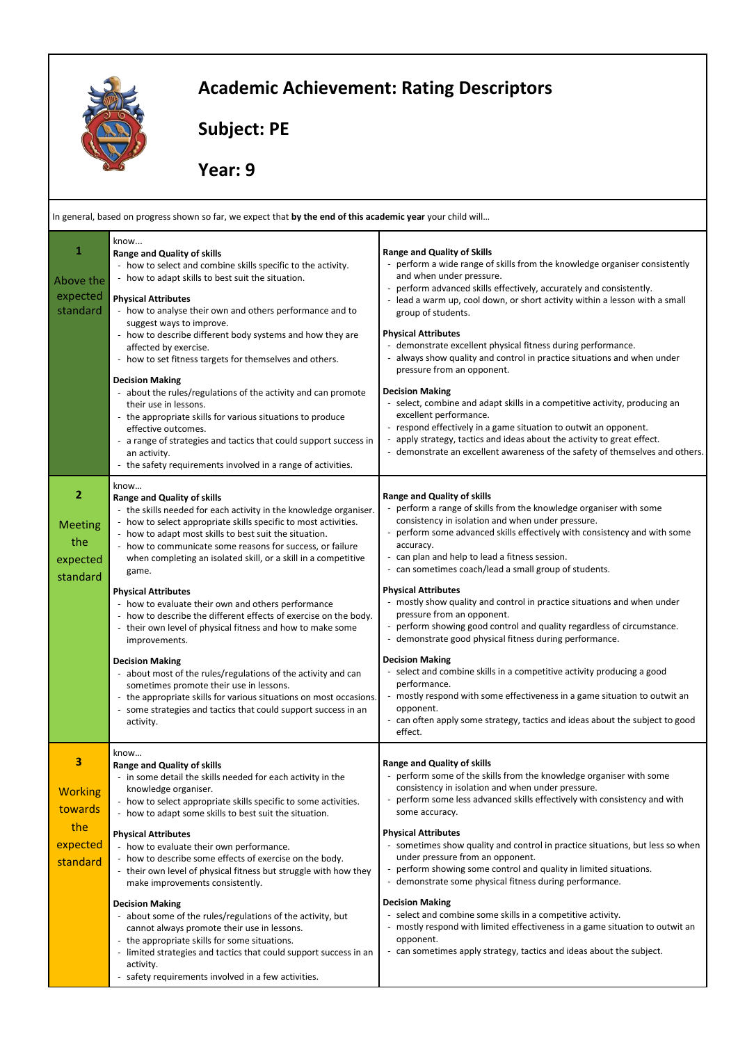# Academic Achievement: Rating Descriptors

## Subject: PE

## Year: 9

In general, based on progress shown so far, we expect that **by the end of this academic year** your child will…

| | know… | |
|---|---|---|
| **1** Above the expected standard | know...<br>**Range and Quality of skills**<br>- how to select and combine skills specific to the activity.<br>- how to adapt skills to best suit the situation.<br><br>**Physical Attributes**<br>- how to analyse their own and others performance and to suggest ways to improve.<br>- how to describe different body systems and how they are affected by exercise.<br>- how to set fitness targets for themselves and others.<br><br>**Decision Making**<br>- about the rules/regulations of the activity and can promote their use in lessons.<br>- the appropriate skills for various situations to produce effective outcomes.<br>- a range of strategies and tactics that could support success in an activity.<br>- the safety requirements involved in a range of activities. | **Range and Quality of Skills**<br>- perform a wide range of skills from the knowledge organiser consistently and when under pressure.<br>- perform advanced skills effectively, accurately and consistently.<br>- lead a warm up, cool down, or short activity within a lesson with a small group of students.<br><br>**Physical Attributes**<br>- demonstrate excellent physical fitness during performance.<br>- always show quality and control in practice situations and when under pressure from an opponent.<br><br>**Decision Making**<br>- select, combine and adapt skills in a competitive activity, producing an excellent performance.<br>- respond effectively in a game situation to outwit an opponent.<br>- apply strategy, tactics and ideas about the activity to great effect.<br>- demonstrate an excellent awareness of the safety of themselves and others. |
| **2** Meeting the expected standard | know…<br>**Range and Quality of skills**<br>- the skills needed for each activity in the knowledge organiser.<br>- how to select appropriate skills specific to most activities.<br>- how to adapt most skills to best suit the situation.<br>- how to communicate some reasons for success, or failure when completing an isolated skill, or a skill in a competitive game.<br><br>**Physical Attributes**<br>- how to evaluate their own and others performance<br>- how to describe the different effects of exercise on the body.<br>- their own level of physical fitness and how to make some improvements.<br><br>**Decision Making**<br>- about most of the rules/regulations of the activity and can sometimes promote their use in lessons.<br>- the appropriate skills for various situations on most occasions.<br>- some strategies and tactics that could support success in an activity. | **Range and Quality of skills**<br>- perform a range of skills from the knowledge organiser with some consistency in isolation and when under pressure.<br>- perform some advanced skills effectively with consistency and with some accuracy.<br>- can plan and help to lead a fitness session.<br>- can sometimes coach/lead a small group of students.<br><br>**Physical Attributes**<br>- mostly show quality and control in practice situations and when under pressure from an opponent.<br>- perform showing good control and quality regardless of circumstance.<br>- demonstrate good physical fitness during performance.<br><br>**Decision Making**<br>- select and combine skills in a competitive activity producing a good performance.<br>- mostly respond with some effectiveness in a game situation to outwit an opponent.<br>- can often apply some strategy, tactics and ideas about the subject to good effect. |
| **3** Working towards the expected standard | know…<br>**Range and Quality of skills**<br>- in some detail the skills needed for each activity in the knowledge organiser.<br>- how to select appropriate skills specific to some activities.<br>- how to adapt some skills to best suit the situation.<br><br>**Physical Attributes**<br>- how to evaluate their own performance.<br>- how to describe some effects of exercise on the body.<br>- their own level of physical fitness but struggle with how they make improvements consistently.<br><br>**Decision Making**<br>- about some of the rules/regulations of the activity, but cannot always promote their use in lessons.<br>- the appropriate skills for some situations.<br>- limited strategies and tactics that could support success in an activity.<br>- safety requirements involved in a few activities. | **Range and Quality of skills**<br>- perform some of the skills from the knowledge organiser with some consistency in isolation and when under pressure.<br>- perform some less advanced skills effectively with consistency and with some accuracy.<br><br>**Physical Attributes**<br>- sometimes show quality and control in practice situations, but less so when under pressure from an opponent.<br>- perform showing some control and quality in limited situations.<br>- demonstrate some physical fitness during performance.<br><br>**Decision Making**<br>- select and combine some skills in a competitive activity.<br>- mostly respond with limited effectiveness in a game situation to outwit an opponent.<br>- can sometimes apply strategy, tactics and ideas about the subject. |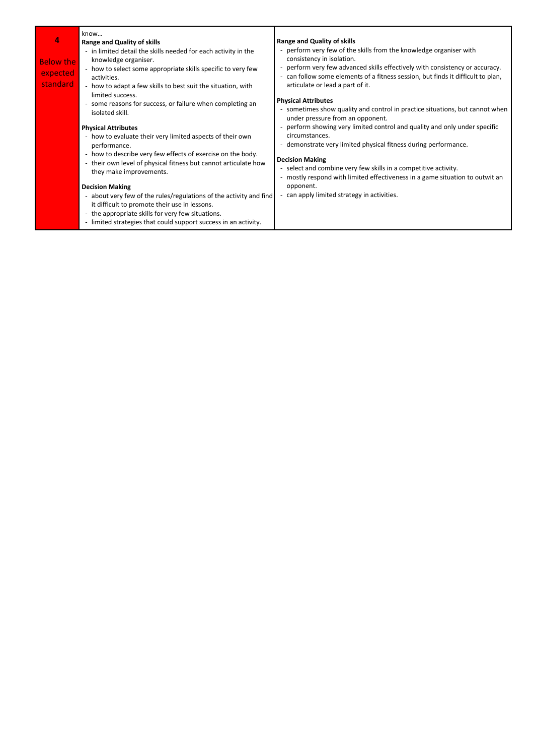| | | |
|---|---|---|
| **4**<br><br>Below the expected standard | know…<br>**Range and Quality of skills**<br>- in limited detail the skills needed for each activity in the knowledge organiser.<br>- how to select some appropriate skills specific to very few activities.<br>- how to adapt a few skills to best suit the situation, with limited success.<br>- some reasons for success, or failure when completing an isolated skill.<br><br>**Physical Attributes**<br>- how to evaluate their very limited aspects of their own performance.<br>- how to describe very few effects of exercise on the body.<br>- their own level of physical fitness but cannot articulate how they make improvements.<br><br>**Decision Making**<br>- about very few of the rules/regulations of the activity and find it difficult to promote their use in lessons.<br>- the appropriate skills for very few situations.<br>- limited strategies that could support success in an activity. | **Range and Quality of skills**<br>- perform very few of the skills from the knowledge organiser with consistency in isolation.<br>- perform very few advanced skills effectively with consistency or accuracy.<br>- can follow some elements of a fitness session, but finds it difficult to plan, articulate or lead a part of it.<br><br>**Physical Attributes**<br>- sometimes show quality and control in practice situations, but cannot when under pressure from an opponent.<br>- perform showing very limited control and quality and only under specific circumstances.<br>- demonstrate very limited physical fitness during performance.<br><br>**Decision Making**<br>- select and combine very few skills in a competitive activity.<br>- mostly respond with limited effectiveness in a game situation to outwit an opponent.<br>- can apply limited strategy in activities. |